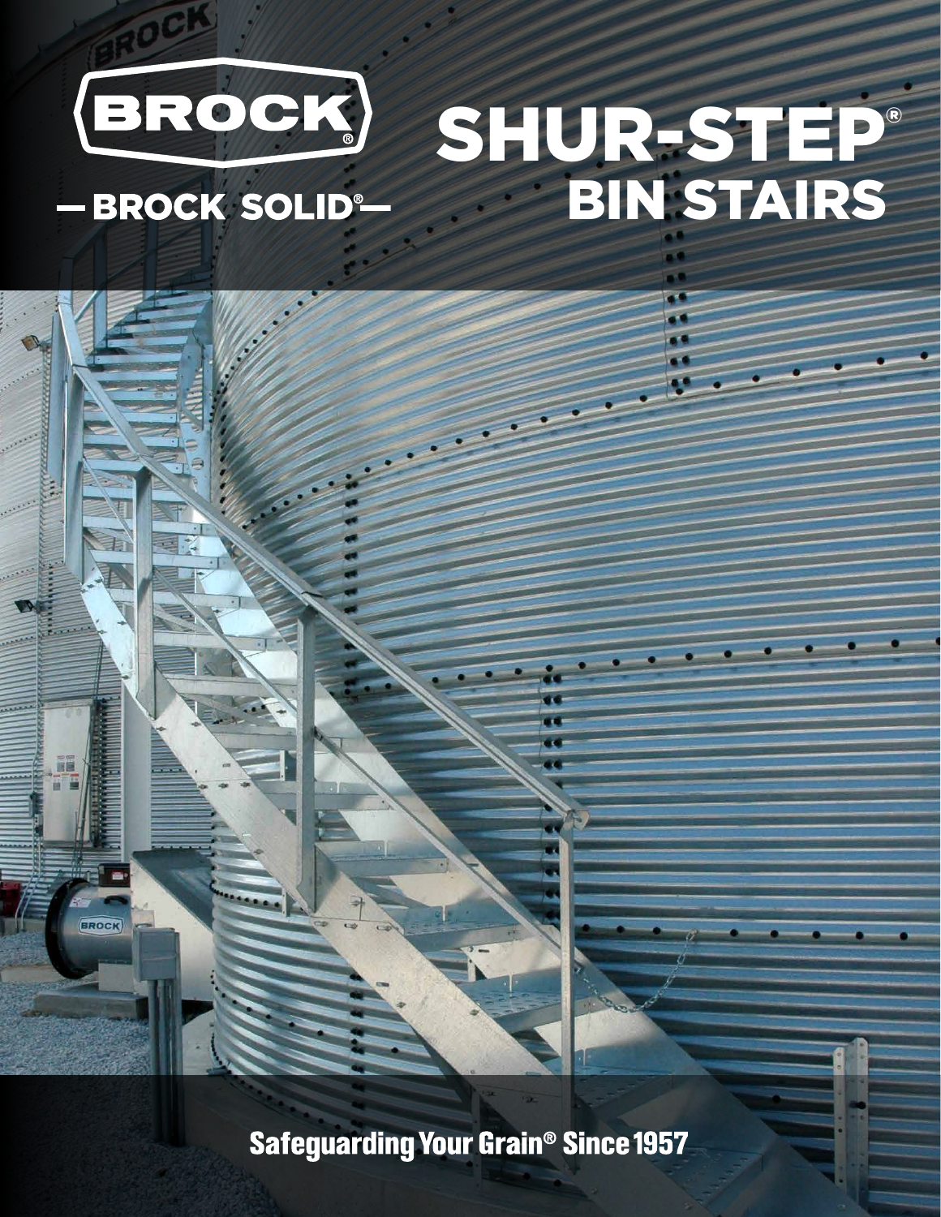BROCK®

— BROCK SOLID® —

# SHUR-STEP®
# BIN STAIRS

**Safeguarding Your Grain® Since 1957**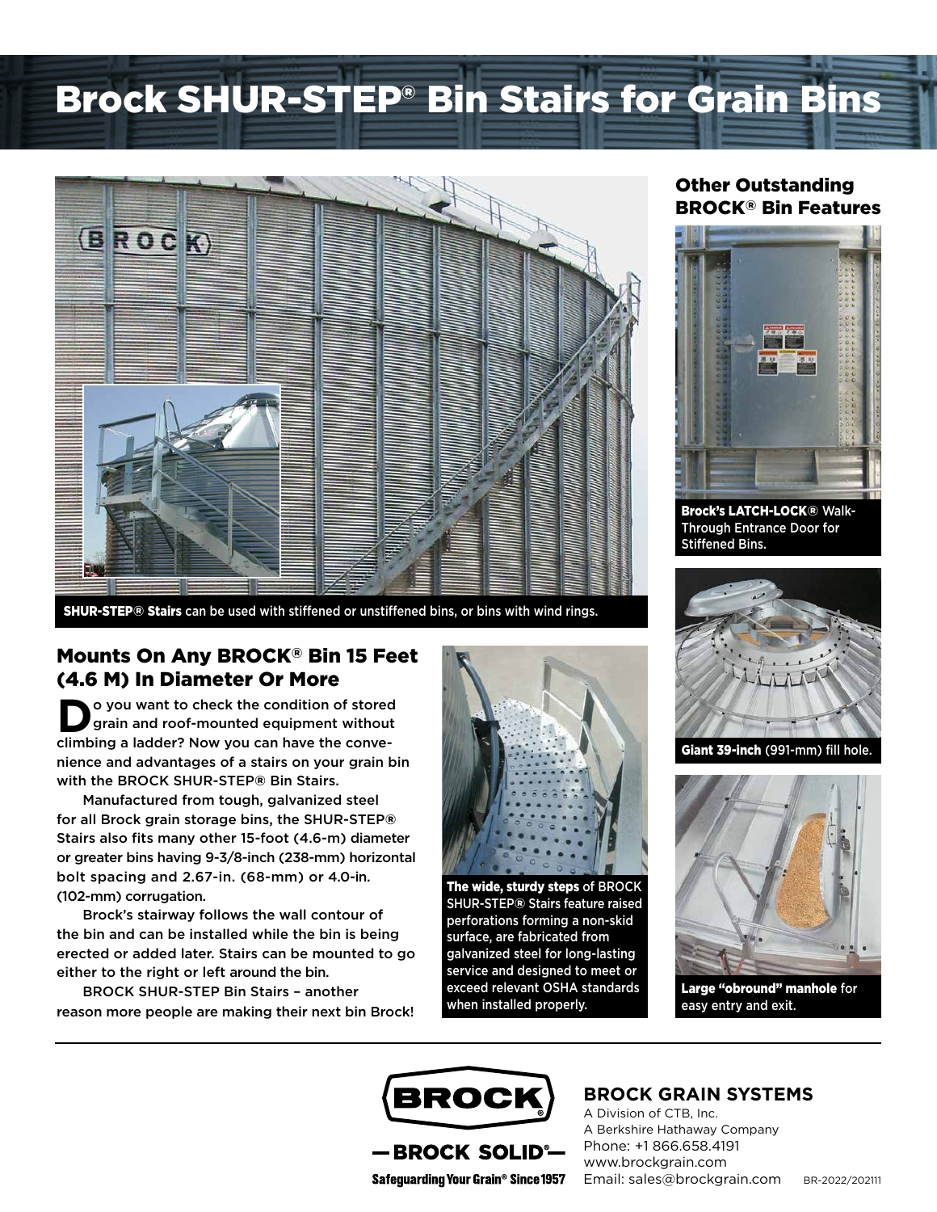# Brock SHUR-STEP® Bin Stairs for Grain Bins

**SHUR-STEP® Stairs** can be used with stiffened or unstiffened bins, or bins with wind rings.

## Mounts On Any BROCK® Bin 15 Feet (4.6 M) In Diameter Or More

Do you want to check the condition of stored grain and roof-mounted equipment without climbing a ladder? Now you can have the convenience and advantages of a stairs on your grain bin with the BROCK SHUR-STEP® Bin Stairs.

Manufactured from tough, galvanized steel for all Brock grain storage bins, the SHUR-STEP® Stairs also fits many other 15-foot (4.6-m) diameter or greater bins having 9-3/8-inch (238-mm) horizontal bolt spacing and 2.67-in. (68-mm) or 4.0-in. (102-mm) corrugation.

Brock's stairway follows the wall contour of the bin and can be installed while the bin is being erected or added later. Stairs can be mounted to go either to the right or left around the bin.

BROCK SHUR-STEP Bin Stairs – another reason more people are making their next bin Brock!

**The wide, sturdy steps** of BROCK SHUR-STEP® Stairs feature raised perforations forming a non-skid surface, are fabricated from galvanized steel for long-lasting service and designed to meet or exceed relevant OSHA standards when installed properly.

## Other Outstanding BROCK® Bin Features

**Brock's LATCH-LOCK®** Walk-Through Entrance Door for Stiffened Bins.

**Giant 39-inch** (991-mm) fill hole.

**Large "obround" manhole** for easy entry and exit.

BROCK

— BROCK SOLID® —

Safeguarding Your Grain® Since 1957

**BROCK GRAIN SYSTEMS**

A Division of CTB, Inc.
A Berkshire Hathaway Company
Phone: +1 866.658.4191
www.brockgrain.com
Email: sales@brockgrain.com

BR-2022/202111